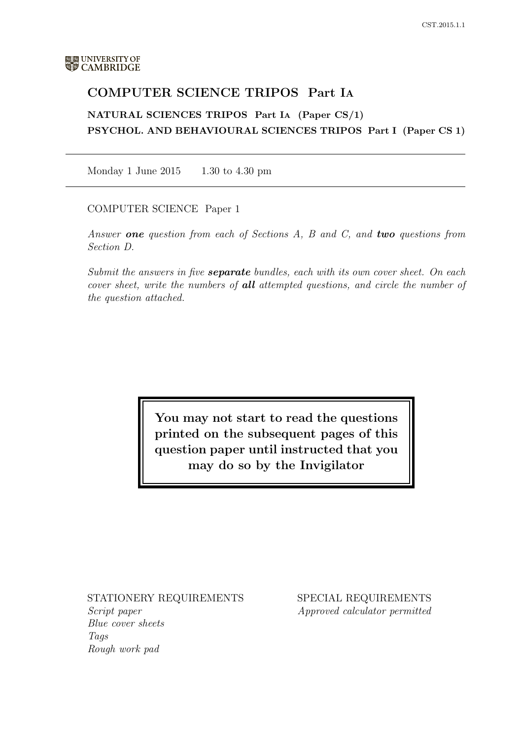UNIVERSITY OF CAMBRIDGE

# COMPUTER SCIENCE TRIPOS Part IA

**NATURAL SCIENCES TRIPOS Part IA (Paper CS/1)**

**PSYCHOL. AND BEHAVIOURAL SCIENCES TRIPOS Part I (Paper CS 1)**

---

Monday 1 June 2015 1.30 to 4.30 pm

---

COMPUTER SCIENCE Paper 1

*Answer **one** question from each of Sections A, B and C, and **two** questions from Section D.*

*Submit the answers in five **separate** bundles, each with its own cover sheet. On each cover sheet, write the numbers of **all** attempted questions, and circle the number of the question attached.*

**You may not start to read the questions printed on the subsequent pages of this question paper until instructed that you may do so by the Invigilator**

STATIONERY REQUIREMENTS

*Script paper*
*Blue cover sheets*
*Tags*
*Rough work pad*

SPECIAL REQUIREMENTS

*Approved calculator permitted*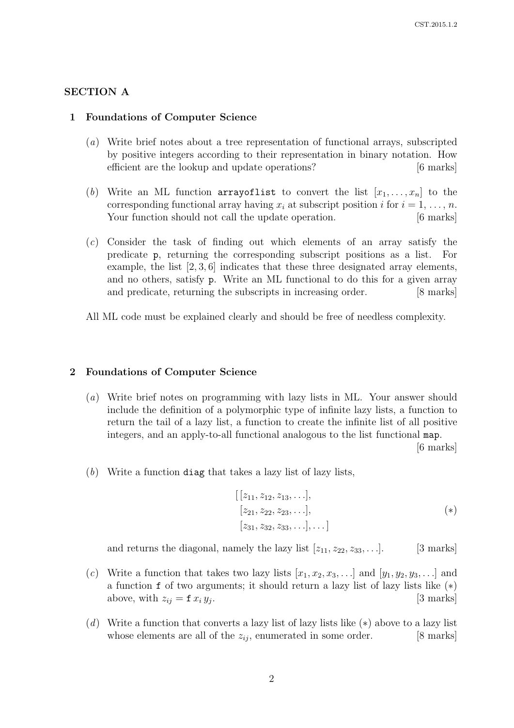## SECTION A

### 1 Foundations of Computer Science

(*a*) Write brief notes about a tree representation of functional arrays, subscripted by positive integers according to their representation in binary notation. How efficient are the lookup and update operations? [6 marks]

(*b*) Write an ML function `arrayoflist` to convert the list $[x_1, \ldots, x_n]$ to the corresponding functional array having $x_i$ at subscript position $i$ for $i = 1, \ldots, n$. Your function should not call the update operation. [6 marks]

(*c*) Consider the task of finding out which elements of an array satisfy the predicate `p`, returning the corresponding subscript positions as a list. For example, the list $[2, 3, 6]$ indicates that these three designated array elements, and no others, satisfy `p`. Write an ML functional to do this for a given array and predicate, returning the subscripts in increasing order. [8 marks]

All ML code must be explained clearly and should be free of needless complexity.

### 2 Foundations of Computer Science

(*a*) Write brief notes on programming with lazy lists in ML. Your answer should include the definition of a polymorphic type of infinite lazy lists, a function to return the tail of a lazy list, a function to create the infinite list of all positive integers, and an apply-to-all functional analogous to the list functional `map`. [6 marks]

(*b*) Write a function `diag` that takes a lazy list of lazy lists,

$$\begin{aligned}&[\,[z_{11}, z_{12}, z_{13}, \ldots],\\ &\;\;[z_{21}, z_{22}, z_{23}, \ldots],\\ &\;\;[z_{31}, z_{32}, z_{33}, \ldots], \ldots\,]\end{aligned} \qquad (*)$$

and returns the diagonal, namely the lazy list $[z_{11}, z_{22}, z_{33}, \ldots]$. [3 marks]

(*c*) Write a function that takes two lazy lists $[x_1, x_2, x_3, \ldots]$ and $[y_1, y_2, y_3, \ldots]$ and a function `f` of two arguments; it should return a lazy list of lazy lists like $(*)$ above, with $z_{ij} = \texttt{f}\; x_i\; y_j$. [3 marks]

(*d*) Write a function that converts a lazy list of lazy lists like $(*)$ above to a lazy list whose elements are all of the $z_{ij}$, enumerated in some order. [8 marks]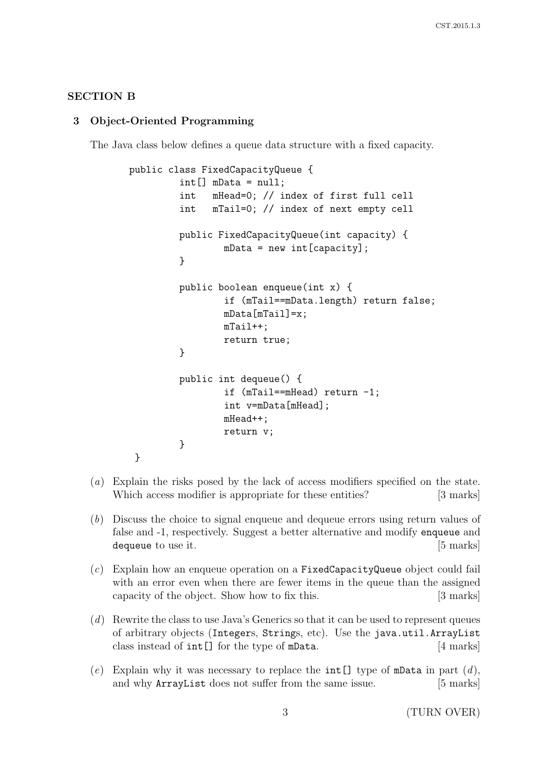## SECTION B

### 3 Object-Oriented Programming

The Java class below defines a queue data structure with a fixed capacity.

```
public class FixedCapacityQueue {
        int[] mData = null;
        int   mHead=0; // index of first full cell
        int   mTail=0; // index of next empty cell

        public FixedCapacityQueue(int capacity) {
                mData = new int[capacity];
        }

        public boolean enqueue(int x) {
                if (mTail==mData.length) return false;
                mData[mTail]=x;
                mTail++;
                return true;
        }

        public int dequeue() {
                if (mTail==mHead) return -1;
                int v=mData[mHead];
                mHead++;
                return v;
        }
}
```

(*a*) Explain the risks posed by the lack of access modifiers specified on the state. Which access modifier is appropriate for these entities? [3 marks]

(*b*) Discuss the choice to signal enqueue and dequeue errors using return values of false and -1, respectively. Suggest a better alternative and modify `enqueue` and `dequeue` to use it. [5 marks]

(*c*) Explain how an enqueue operation on a `FixedCapacityQueue` object could fail with an error even when there are fewer items in the queue than the assigned capacity of the object. Show how to fix this. [3 marks]

(*d*) Rewrite the class to use Java's Generics so that it can be used to represent queues of arbitrary objects (`Integer`s, `String`s, etc). Use the `java.util.ArrayList` class instead of `int[]` for the type of `mData`. [4 marks]

(*e*) Explain why it was necessary to replace the `int[]` type of `mData` in part (*d*), and why `ArrayList` does not suffer from the same issue. [5 marks]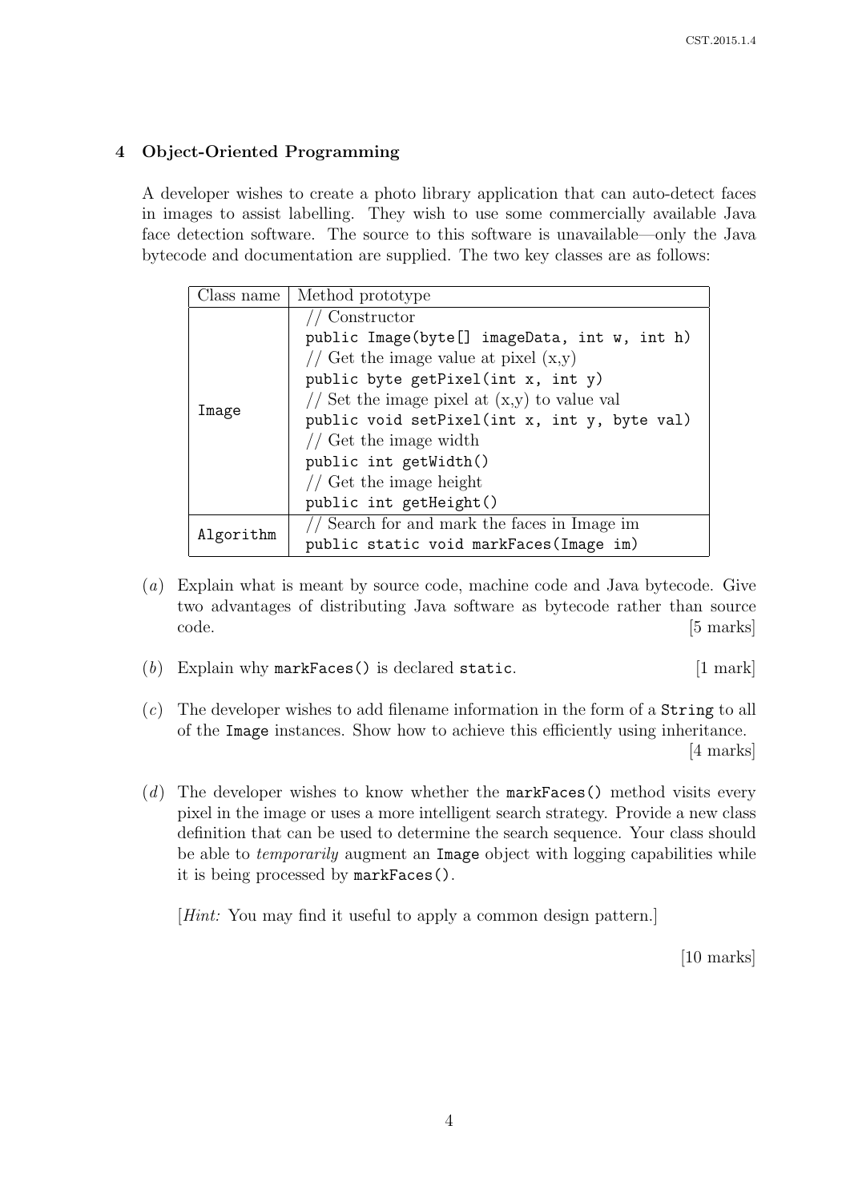## 4 Object-Oriented Programming

A developer wishes to create a photo library application that can auto-detect faces in images to assist labelling. They wish to use some commercially available Java face detection software. The source to this software is unavailable—only the Java bytecode and documentation are supplied. The two key classes are as follows:

| Class name | Method prototype |
|---|---|
| Image | // Constructor<br>`public Image(byte[] imageData, int w, int h)`<br>// Get the image value at pixel (x,y)<br>`public byte getPixel(int x, int y)`<br>// Set the image pixel at (x,y) to value val<br>`public void setPixel(int x, int y, byte val)`<br>// Get the image width<br>`public int getWidth()`<br>// Get the image height<br>`public int getHeight()` |
| Algorithm | // Search for and mark the faces in Image im<br>`public static void markFaces(Image im)` |

(*a*) Explain what is meant by source code, machine code and Java bytecode. Give two advantages of distributing Java software as bytecode rather than source code. [5 marks]

(*b*) Explain why `markFaces()` is declared `static`. [1 mark]

(*c*) The developer wishes to add filename information in the form of a `String` to all of the `Image` instances. Show how to achieve this efficiently using inheritance. [4 marks]

(*d*) The developer wishes to know whether the `markFaces()` method visits every pixel in the image or uses a more intelligent search strategy. Provide a new class definition that can be used to determine the search sequence. Your class should be able to *temporarily* augment an `Image` object with logging capabilities while it is being processed by `markFaces()`.

[*Hint:* You may find it useful to apply a common design pattern.]

[10 marks]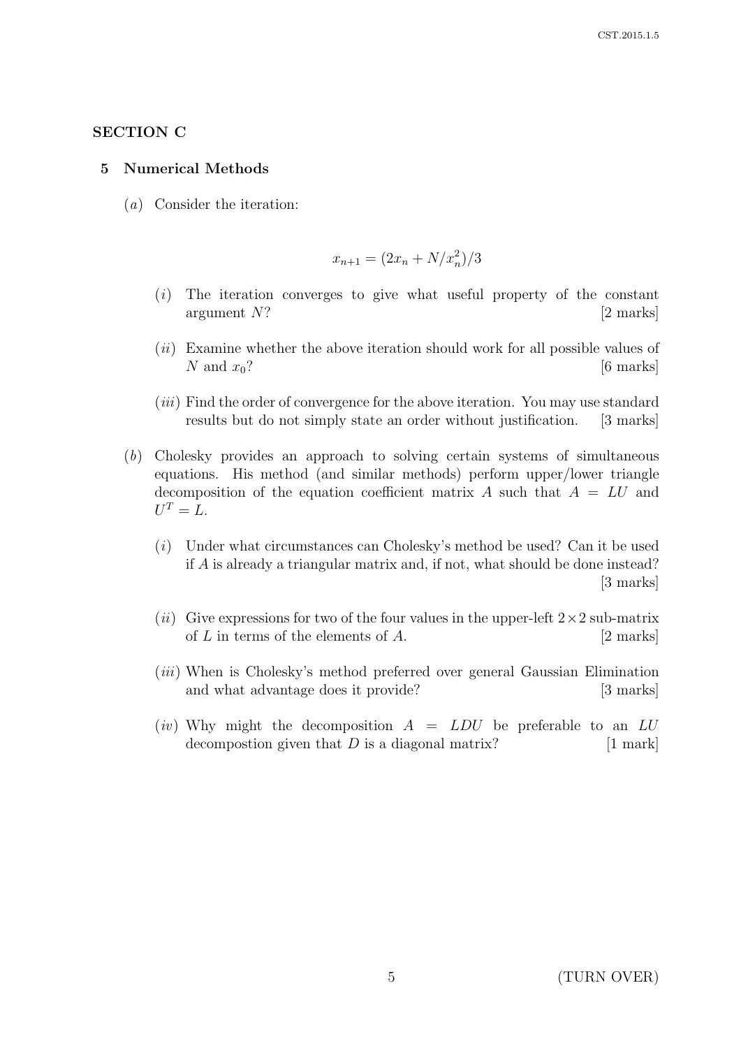## SECTION C

### 5 Numerical Methods

(*a*) Consider the iteration:

$$x_{n+1} = (2x_n + N/x_n^2)/3$$

(*i*) The iteration converges to give what useful property of the constant argument $N$? [2 marks]

(*ii*) Examine whether the above iteration should work for all possible values of $N$ and $x_0$? [6 marks]

(*iii*) Find the order of convergence for the above iteration. You may use standard results but do not simply state an order without justification. [3 marks]

(*b*) Cholesky provides an approach to solving certain systems of simultaneous equations. His method (and similar methods) perform upper/lower triangle decomposition of the equation coefficient matrix $A$ such that $A = LU$ and $U^T = L$.

(*i*) Under what circumstances can Cholesky's method be used? Can it be used if $A$ is already a triangular matrix and, if not, what should be done instead? [3 marks]

(*ii*) Give expressions for two of the four values in the upper-left $2 \times 2$ sub-matrix of $L$ in terms of the elements of $A$. [2 marks]

(*iii*) When is Cholesky's method preferred over general Gaussian Elimination and what advantage does it provide? [3 marks]

(*iv*) Why might the decomposition $A = LDU$ be preferable to an $LU$ decompostion given that $D$ is a diagonal matrix? [1 mark]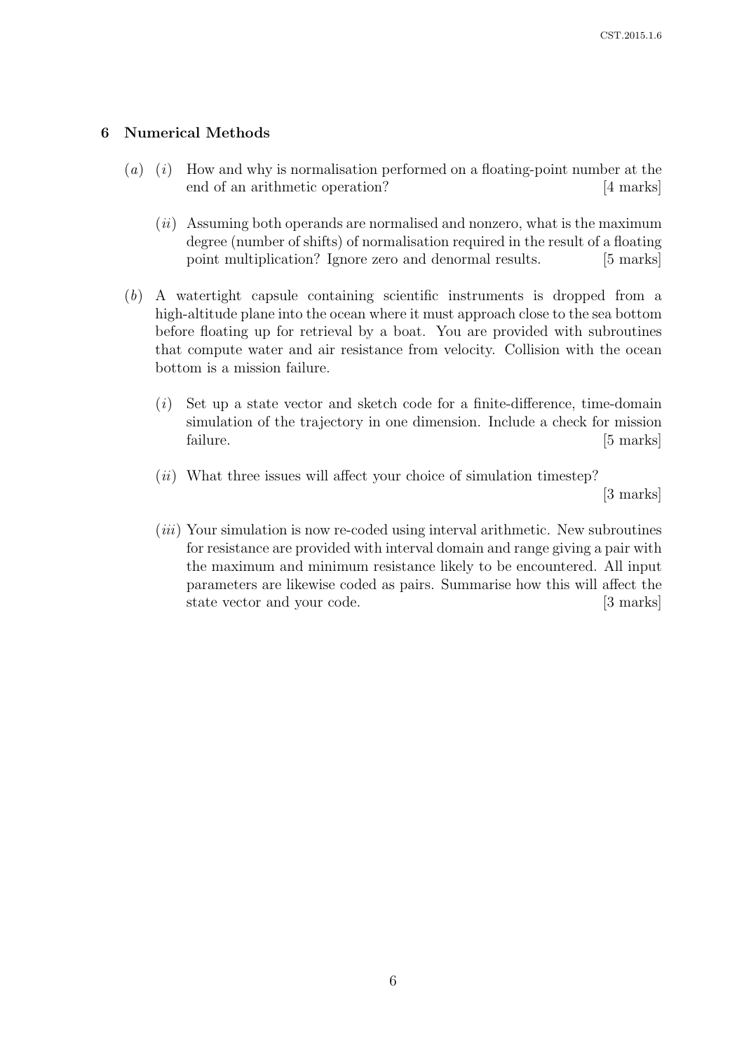## 6 Numerical Methods

(*a*) (*i*) How and why is normalisation performed on a floating-point number at the end of an arithmetic operation? [4 marks]

(*ii*) Assuming both operands are normalised and nonzero, what is the maximum degree (number of shifts) of normalisation required in the result of a floating point multiplication? Ignore zero and denormal results. [5 marks]

(*b*) A watertight capsule containing scientific instruments is dropped from a high-altitude plane into the ocean where it must approach close to the sea bottom before floating up for retrieval by a boat. You are provided with subroutines that compute water and air resistance from velocity. Collision with the ocean bottom is a mission failure.

(*i*) Set up a state vector and sketch code for a finite-difference, time-domain simulation of the trajectory in one dimension. Include a check for mission failure. [5 marks]

(*ii*) What three issues will affect your choice of simulation timestep? [3 marks]

(*iii*) Your simulation is now re-coded using interval arithmetic. New subroutines for resistance are provided with interval domain and range giving a pair with the maximum and minimum resistance likely to be encountered. All input parameters are likewise coded as pairs. Summarise how this will affect the state vector and your code. [3 marks]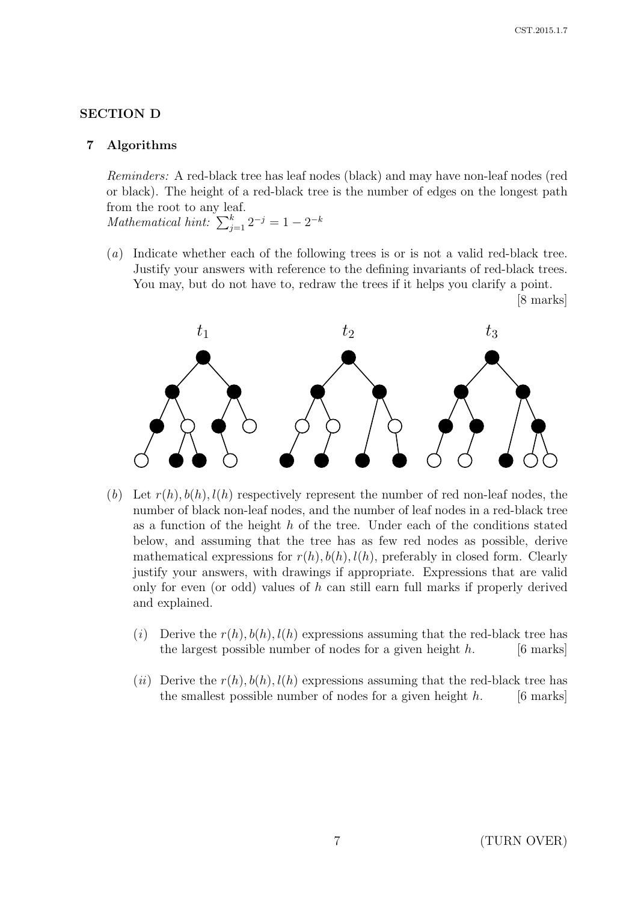## SECTION D

### 7 Algorithms

*Reminders:* A red-black tree has leaf nodes (black) and may have non-leaf nodes (red or black). The height of a red-black tree is the number of edges on the longest path from the root to any leaf.
*Mathematical hint:* $\sum_{j=1}^{k} 2^{-j} = 1 - 2^{-k}$

(*a*) Indicate whether each of the following trees is or is not a valid red-black tree. Justify your answers with reference to the defining invariants of red-black trees. You may, but do not have to, redraw the trees if it helps you clarify a point.

[8 marks]

$t_1$ $t_2$ $t_3$

(*b*) Let $r(h), b(h), l(h)$ respectively represent the number of red non-leaf nodes, the number of black non-leaf nodes, and the number of leaf nodes in a red-black tree as a function of the height $h$ of the tree. Under each of the conditions stated below, and assuming that the tree has as few red nodes as possible, derive mathematical expressions for $r(h), b(h), l(h)$, preferably in closed form. Clearly justify your answers, with drawings if appropriate. Expressions that are valid only for even (or odd) values of $h$ can still earn full marks if properly derived and explained.

(*i*) Derive the $r(h), b(h), l(h)$ expressions assuming that the red-black tree has the largest possible number of nodes for a given height $h$. [6 marks]

(*ii*) Derive the $r(h), b(h), l(h)$ expressions assuming that the red-black tree has the smallest possible number of nodes for a given height $h$. [6 marks]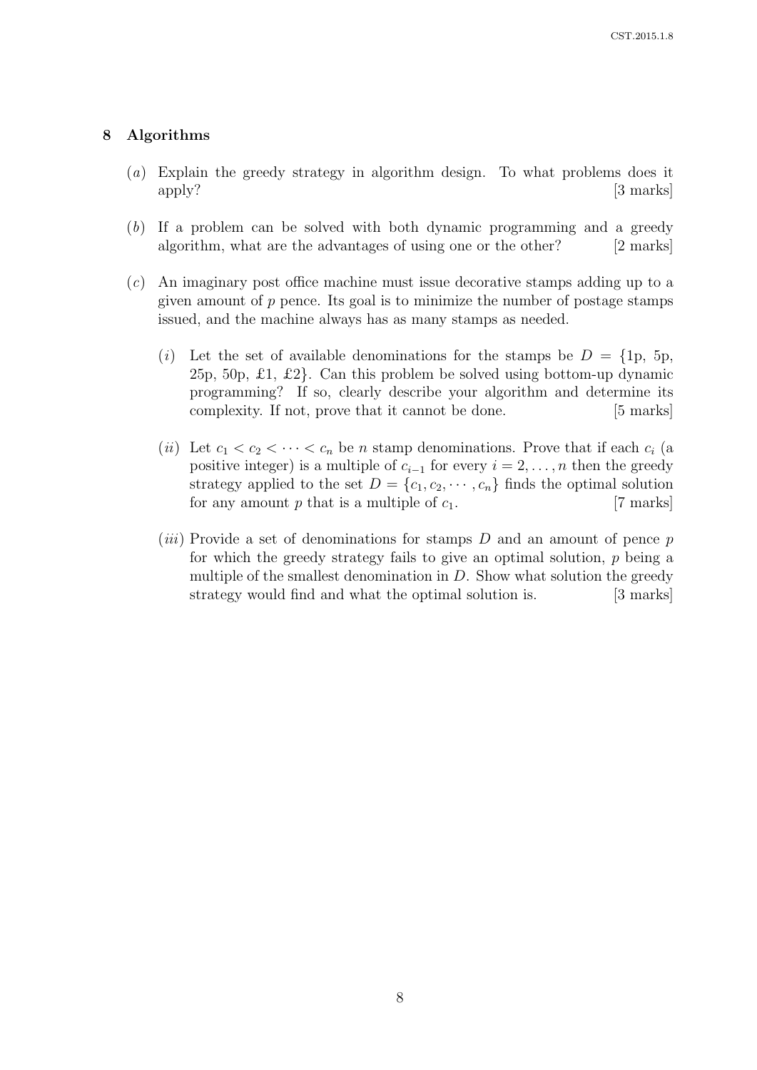## 8 Algorithms

(*a*) Explain the greedy strategy in algorithm design. To what problems does it apply? [3 marks]

(*b*) If a problem can be solved with both dynamic programming and a greedy algorithm, what are the advantages of using one or the other? [2 marks]

(*c*) An imaginary post office machine must issue decorative stamps adding up to a given amount of $p$ pence. Its goal is to minimize the number of postage stamps issued, and the machine always has as many stamps as needed.

(*i*) Let the set of available denominations for the stamps be $D = \{$1p, 5p, 25p, 50p, £1, £2$\}$. Can this problem be solved using bottom-up dynamic programming? If so, clearly describe your algorithm and determine its complexity. If not, prove that it cannot be done. [5 marks]

(*ii*) Let $c_1 < c_2 < \cdots < c_n$ be $n$ stamp denominations. Prove that if each $c_i$ (a positive integer) is a multiple of $c_{i-1}$ for every $i = 2, \ldots, n$ then the greedy strategy applied to the set $D = \{c_1, c_2, \cdots, c_n\}$ finds the optimal solution for any amount $p$ that is a multiple of $c_1$. [7 marks]

(*iii*) Provide a set of denominations for stamps $D$ and an amount of pence $p$ for which the greedy strategy fails to give an optimal solution, $p$ being a multiple of the smallest denomination in $D$. Show what solution the greedy strategy would find and what the optimal solution is. [3 marks]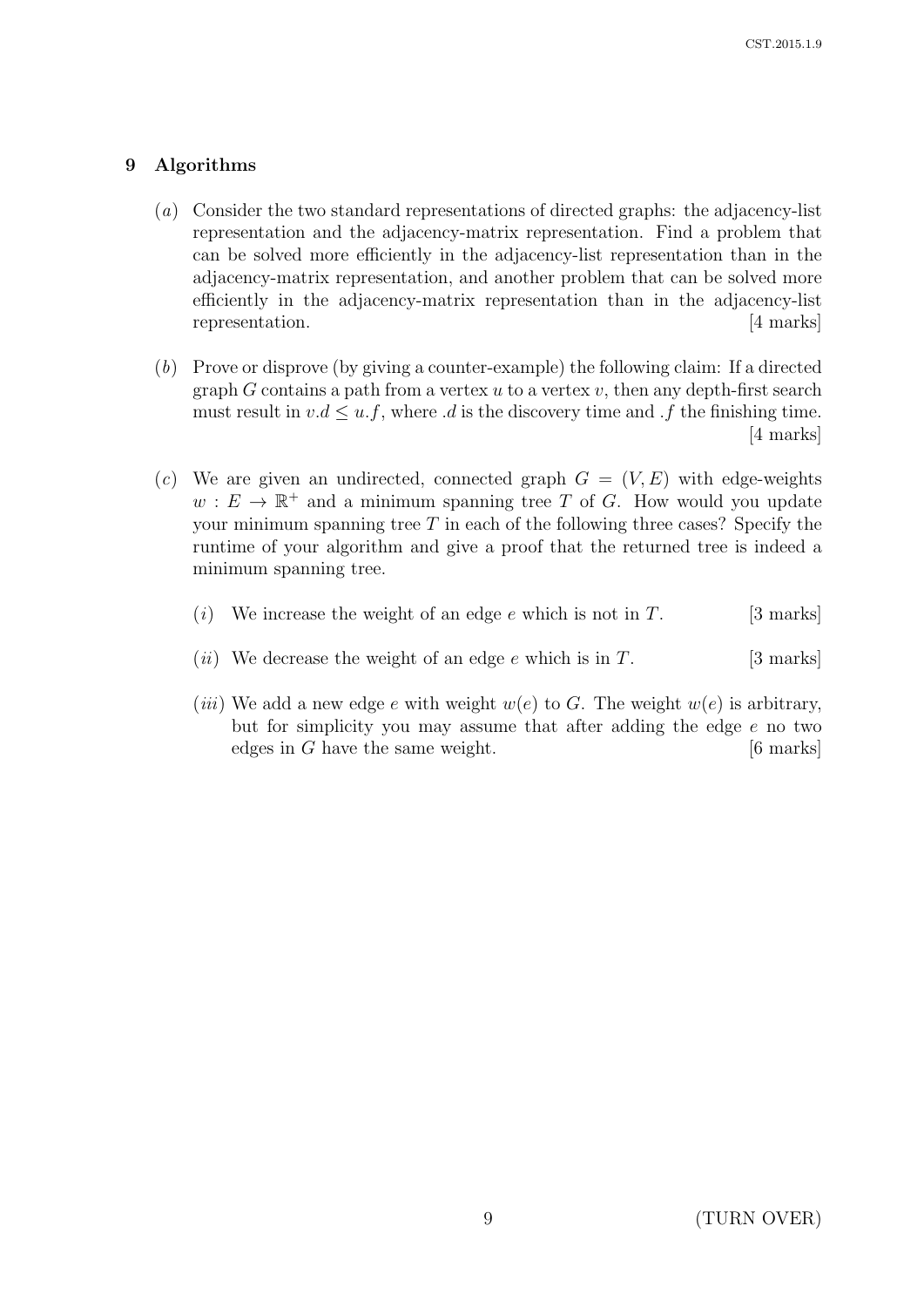## 9 Algorithms

(*a*) Consider the two standard representations of directed graphs: the adjacency-list representation and the adjacency-matrix representation. Find a problem that can be solved more efficiently in the adjacency-list representation than in the adjacency-matrix representation, and another problem that can be solved more efficiently in the adjacency-matrix representation than in the adjacency-list representation. [4 marks]

(*b*) Prove or disprove (by giving a counter-example) the following claim: If a directed graph $G$ contains a path from a vertex $u$ to a vertex $v$, then any depth-first search must result in $v.d \leq u.f$, where $.d$ is the discovery time and $.f$ the finishing time. [4 marks]

(*c*) We are given an undirected, connected graph $G = (V, E)$ with edge-weights $w : E \rightarrow \mathbb{R}^+$ and a minimum spanning tree $T$ of $G$. How would you update your minimum spanning tree $T$ in each of the following three cases? Specify the runtime of your algorithm and give a proof that the returned tree is indeed a minimum spanning tree.

(*i*) We increase the weight of an edge $e$ which is not in $T$. [3 marks]

(*ii*) We decrease the weight of an edge $e$ which is in $T$. [3 marks]

(*iii*) We add a new edge $e$ with weight $w(e)$ to $G$. The weight $w(e)$ is arbitrary, but for simplicity you may assume that after adding the edge $e$ no two edges in $G$ have the same weight. [6 marks]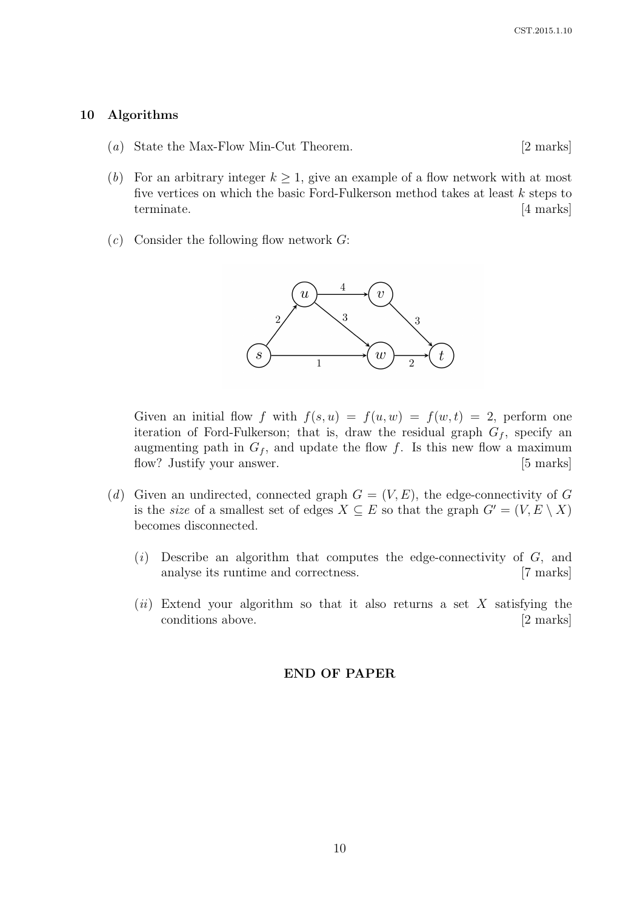## 10 Algorithms

(*a*) State the Max-Flow Min-Cut Theorem. [2 marks]

(*b*) For an arbitrary integer $k \geq 1$, give an example of a flow network with at most five vertices on which the basic Ford-Fulkerson method takes at least $k$ steps to terminate. [4 marks]

(*c*) Consider the following flow network $G$:

u
v
s
w
t
4
2
3
3
1
2

Given an initial flow $f$ with $f(s,u) = f(u,w) = f(w,t) = 2$, perform one iteration of Ford-Fulkerson; that is, draw the residual graph $G_f$, specify an augmenting path in $G_f$, and update the flow $f$. Is this new flow a maximum flow? Justify your answer. [5 marks]

(*d*) Given an undirected, connected graph $G = (V, E)$, the edge-connectivity of $G$ is the *size* of a smallest set of edges $X \subseteq E$ so that the graph $G' = (V, E \setminus X)$ becomes disconnected.

(*i*) Describe an algorithm that computes the edge-connectivity of $G$, and analyse its runtime and correctness. [7 marks]

(*ii*) Extend your algorithm so that it also returns a set $X$ satisfying the conditions above. [2 marks]

**END OF PAPER**